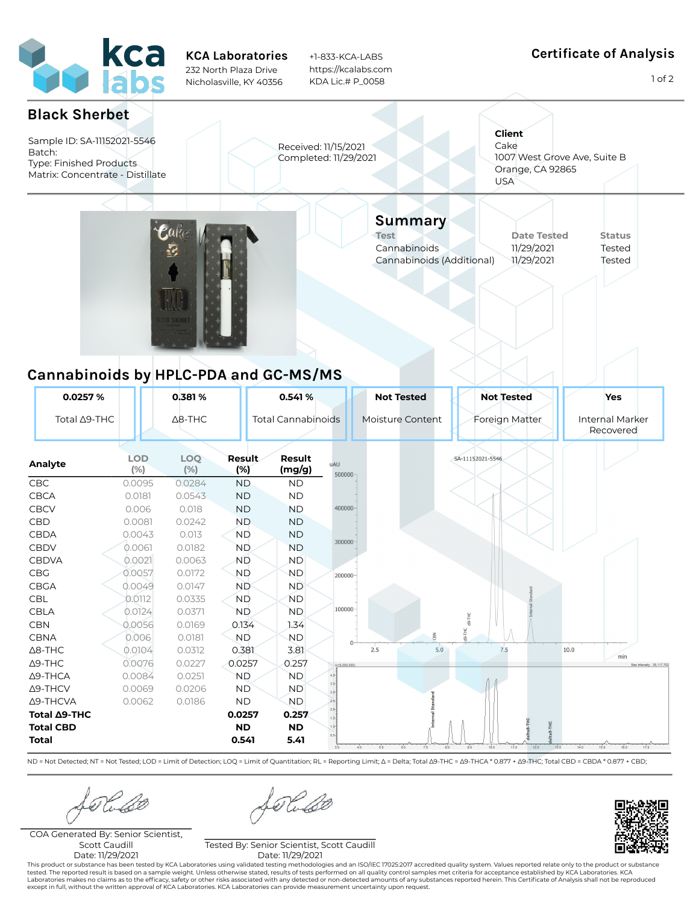**KCA Laboratories**
232 North Plaza Drive
Nicholasville, KY 40356

+1-833-KCA-LABS
https://kcalabs.com
KDA Lic.# P_0058

# Certificate of Analysis

## Black Sherbet

Sample ID: SA-11152021-5546
Batch:
Type: Finished Products
Matrix: Concentrate - Distillate

Received: 11/15/2021
Completed: 11/29/2021

**Client**
Cake
1007 West Grove Ave, Suite B
Orange, CA 92865
USA

## Summary

| Test | Date Tested | Status |
|---|---|---|
| Cannabinoids | 11/29/2021 | Tested |
| Cannabinoids (Additional) | 11/29/2021 | Tested |

## Cannabinoids by HPLC-PDA and GC-MS/MS

| 0.0257 % | 0.381 % | 0.541 % | Not Tested | Not Tested | Yes |
|---|---|---|---|---|---|
| Total Δ9-THC | Δ8-THC | Total Cannabinoids | Moisture Content | Foreign Matter | Internal Marker Recovered |

| Analyte | LOD (%) | LOQ (%) | Result (%) | Result (mg/g) |
|---|---|---|---|---|
| CBC | 0.0095 | 0.0284 | ND | ND |
| CBCA | 0.0181 | 0.0543 | ND | ND |
| CBCV | 0.006 | 0.018 | ND | ND |
| CBD | 0.0081 | 0.0242 | ND | ND |
| CBDA | 0.0043 | 0.013 | ND | ND |
| CBDV | 0.0061 | 0.0182 | ND | ND |
| CBDVA | 0.0021 | 0.0063 | ND | ND |
| CBG | 0.0057 | 0.0172 | ND | ND |
| CBGA | 0.0049 | 0.0147 | ND | ND |
| CBL | 0.0112 | 0.0335 | ND | ND |
| CBLA | 0.0124 | 0.0371 | ND | ND |
| CBN | 0.0056 | 0.0169 | 0.134 | 1.34 |
| CBNA | 0.006 | 0.0181 | ND | ND |
| Δ8-THC | 0.0104 | 0.0312 | 0.381 | 3.81 |
| Δ9-THC | 0.0076 | 0.0227 | 0.0257 | 0.257 |
| Δ9-THCA | 0.0084 | 0.0251 | ND | ND |
| Δ9-THCV | 0.0069 | 0.0206 | ND | ND |
| Δ9-THCVA | 0.0062 | 0.0186 | ND | ND |
| **Total Δ9-THC** | | | **0.0257** | **0.257** |
| **Total CBD** | | | **ND** | **ND** |
| **Total** | | | **0.541** | **5.41** |

ND = Not Detected; NT = Not Tested; LOD = Limit of Detection; LOQ = Limit of Quantitation; RL = Reporting Limit; Δ = Delta; Total Δ9-THC = Δ9-THCA * 0.877 + Δ9-THC; Total CBD = CBDA * 0.877 + CBD;

COA Generated By: Senior Scientist, Scott Caudill
Date: 11/29/2021

Tested By: Senior Scientist, Scott Caudill
Date: 11/29/2021

This product or substance has been tested by KCA Laboratories using validated testing methodologies and an ISO/IEC 17025:2017 accredited quality system. Values reported relate only to the product or substance tested. The reported result is based on a sample weight. Unless otherwise stated, results of tests performed on all quality control samples met criteria for acceptance established by KCA Laboratories. KCA Laboratories makes no claims as to the efficacy, safety or other risks associated with any detected or non-detected amounts of any substances reported herein. This Certificate of Analysis shall not be reproduced except in full, without the written approval of KCA Laboratories. KCA Laboratories can provide measurement uncertainty upon request.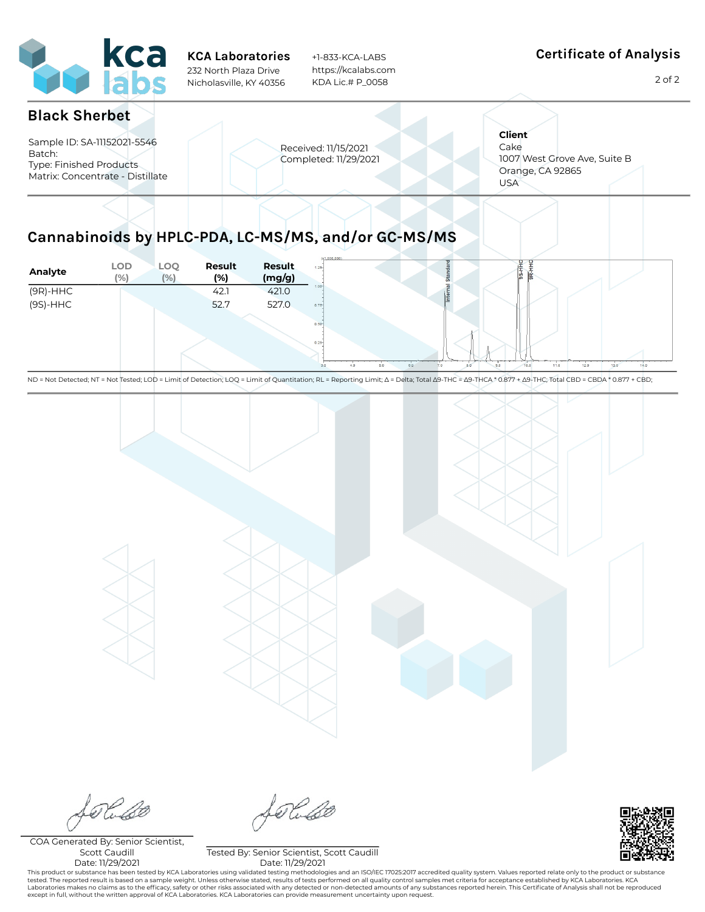KCA Laboratories
232 North Plaza Drive
Nicholasville, KY 40356

+1-833-KCA-LABS
https://kcalabs.com
KDA Lic.# P_0058

**Certificate of Analysis**

## Black Sherbet

Sample ID: SA-11152021-5546
Batch:
Type: Finished Products
Matrix: Concentrate - Distillate

Received: 11/15/2021
Completed: 11/29/2021

**Client**
Cake
1007 West Grove Ave, Suite B
Orange, CA 92865
USA

## Cannabinoids by HPLC-PDA, LC-MS/MS, and/or GC-MS/MS

| Analyte | LOD (%) | LOQ (%) | Result (%) | Result (mg/g) |
|---|---|---|---|---|
| (9R)-HHC | | | 42.1 | 421.0 |
| (9S)-HHC | | | 52.7 | 527.0 |

(x1,000,000)
1.25
1.00
0.75
0.50
0.25
3.0 4.0 5.0 6.0 7.0 8.0 9.0 10.0 11.0 12.0 13.0 14.0
Internal Standard
9S-HHC
9R-HHC

ND = Not Detected; NT = Not Tested; LOD = Limit of Detection; LOQ = Limit of Quantitation; RL = Reporting Limit; Δ = Delta; Total Δ9-THC = Δ9-THCA * 0.877 + Δ9-THC; Total CBD = CBDA * 0.877 + CBD;

COA Generated By: Senior Scientist, Scott Caudill
Date: 11/29/2021

Tested By: Senior Scientist, Scott Caudill
Date: 11/29/2021

This product or substance has been tested by KCA Laboratories using validated testing methodologies and an ISO/IEC 17025:2017 accredited quality system. Values reported relate only to the product or substance tested. The reported result is based on a sample weight. Unless otherwise stated, results of tests performed on all quality control samples met criteria for acceptance established by KCA Laboratories. KCA Laboratories makes no claims as to the efficacy, safety or other risks associated with any detected or non-detected amounts of any substances reported herein. This Certificate of Analysis shall not be reproduced except in full, without the written approval of KCA Laboratories. KCA Laboratories can provide measurement uncertainty upon request.